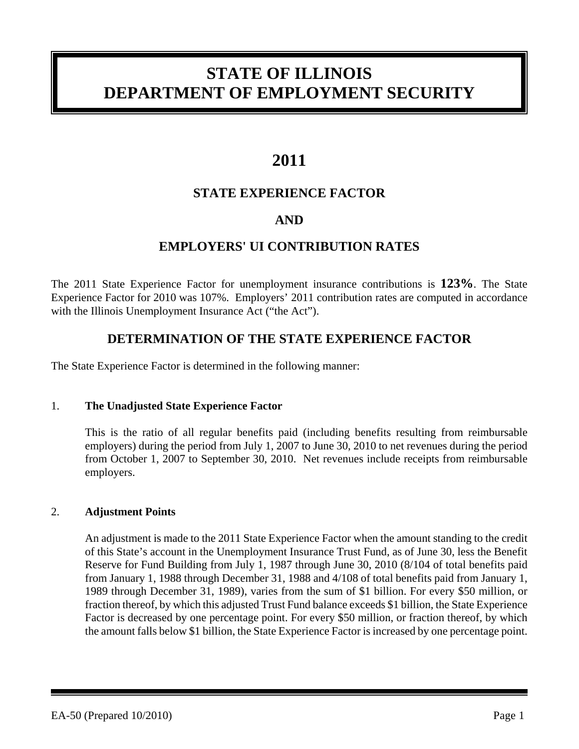# STATE OF ILLINOIS
# DEPARTMENT OF EMPLOYMENT SECURITY

## 2011

### STATE EXPERIENCE FACTOR

### AND

### EMPLOYERS' UI CONTRIBUTION RATES

The 2011 State Experience Factor for unemployment insurance contributions is **123%**. The State Experience Factor for 2010 was 107%. Employers' 2011 contribution rates are computed in accordance with the Illinois Unemployment Insurance Act ("the Act").

### DETERMINATION OF THE STATE EXPERIENCE FACTOR

The State Experience Factor is determined in the following manner:

1. **The Unadjusted State Experience Factor**

   This is the ratio of all regular benefits paid (including benefits resulting from reimbursable employers) during the period from July 1, 2007 to June 30, 2010 to net revenues during the period from October 1, 2007 to September 30, 2010. Net revenues include receipts from reimbursable employers.

2. **Adjustment Points**

   An adjustment is made to the 2011 State Experience Factor when the amount standing to the credit of this State's account in the Unemployment Insurance Trust Fund, as of June 30, less the Benefit Reserve for Fund Building from July 1, 1987 through June 30, 2010 (8/104 of total benefits paid from January 1, 1988 through December 31, 1988 and 4/108 of total benefits paid from January 1, 1989 through December 31, 1989), varies from the sum of $1 billion. For every $50 million, or fraction thereof, by which this adjusted Trust Fund balance exceeds $1 billion, the State Experience Factor is decreased by one percentage point. For every $50 million, or fraction thereof, by which the amount falls below $1 billion, the State Experience Factor is increased by one percentage point.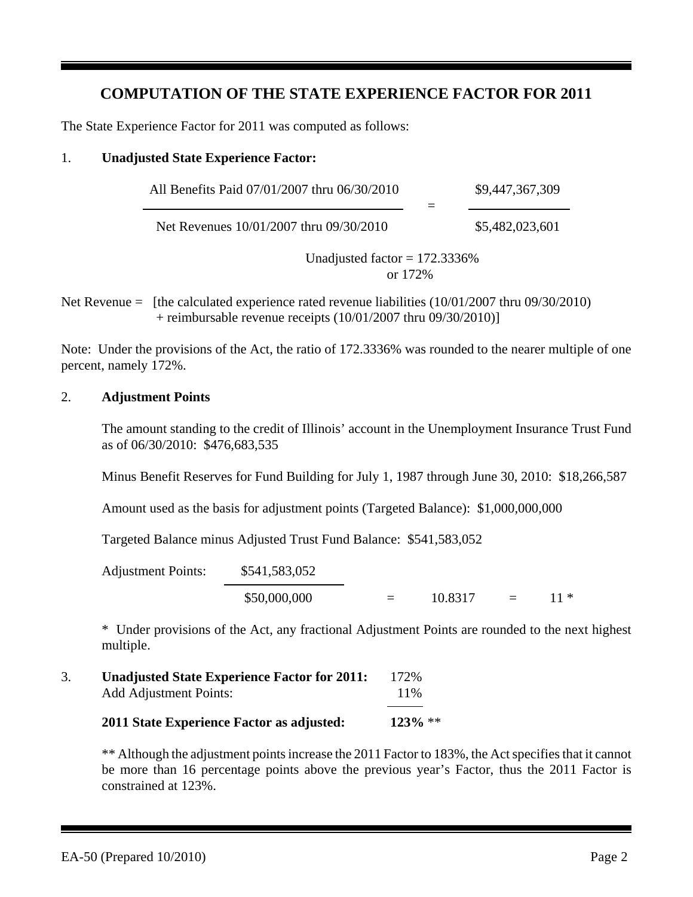## COMPUTATION OF THE STATE EXPERIENCE FACTOR FOR 2011

The State Experience Factor for 2011 was computed as follows:

1. **Unadjusted State Experience Factor:**

$$\frac{\text{All Benefits Paid 07/01/2007 thru 06/30/2010}}{\text{Net Revenues 10/01/2007 thru 09/30/2010}} = \frac{\$9,447,367,309}{\$5,482,023,601}$$

Unadjusted factor = 172.3336%
or 172%

Net Revenue = [the calculated experience rated revenue liabilities (10/01/2007 thru 09/30/2010) + reimbursable revenue receipts (10/01/2007 thru 09/30/2010)]

Note: Under the provisions of the Act, the ratio of 172.3336% was rounded to the nearer multiple of one percent, namely 172%.

2. **Adjustment Points**

The amount standing to the credit of Illinois' account in the Unemployment Insurance Trust Fund as of 06/30/2010: $476,683,535

Minus Benefit Reserves for Fund Building for July 1, 1987 through June 30, 2010: $18,266,587

Amount used as the basis for adjustment points (Targeted Balance): $1,000,000,000

Targeted Balance minus Adjusted Trust Fund Balance: $541,583,052

Adjustment Points:

$$\frac{\$541,583,052}{\$50,000,000} = 10.8317 = 11\ *$$

\* Under provisions of the Act, any fractional Adjustment Points are rounded to the next highest multiple.

3. **Unadjusted State Experience Factor for 2011:** 172%
Add Adjustment Points: 11%

**2011 State Experience Factor as adjusted:** **123%** **

** Although the adjustment points increase the 2011 Factor to 183%, the Act specifies that it cannot be more than 16 percentage points above the previous year's Factor, thus the 2011 Factor is constrained at 123%.

EA-50 (Prepared 10/2010)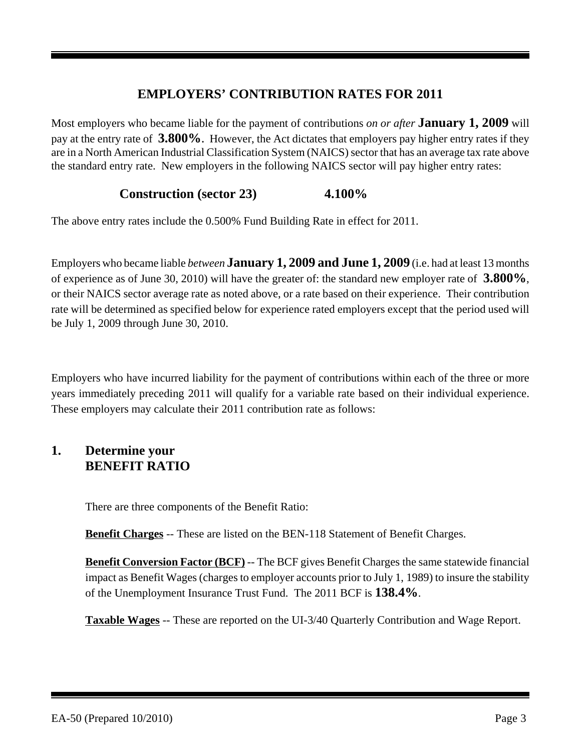## EMPLOYERS' CONTRIBUTION RATES FOR 2011

Most employers who became liable for the payment of contributions *on or after* **January 1, 2009** will pay at the entry rate of **3.800%**. However, the Act dictates that employers pay higher entry rates if they are in a North American Industrial Classification System (NAICS) sector that has an average tax rate above the standard entry rate. New employers in the following NAICS sector will pay higher entry rates:

**Construction (sector 23) 4.100%**

The above entry rates include the 0.500% Fund Building Rate in effect for 2011.

Employers who became liable *between* **January 1, 2009 and June 1, 2009** (i.e. had at least 13 months of experience as of June 30, 2010) will have the greater of: the standard new employer rate of **3.800%**, or their NAICS sector average rate as noted above, or a rate based on their experience. Their contribution rate will be determined as specified below for experience rated employers except that the period used will be July 1, 2009 through June 30, 2010.

Employers who have incurred liability for the payment of contributions within each of the three or more years immediately preceding 2011 will qualify for a variable rate based on their individual experience. These employers may calculate their 2011 contribution rate as follows:

### 1. Determine your BENEFIT RATIO

There are three components of the Benefit Ratio:

**Benefit Charges** -- These are listed on the BEN-118 Statement of Benefit Charges.

**Benefit Conversion Factor (BCF)** -- The BCF gives Benefit Charges the same statewide financial impact as Benefit Wages (charges to employer accounts prior to July 1, 1989) to insure the stability of the Unemployment Insurance Trust Fund. The 2011 BCF is **138.4%**.

**Taxable Wages** -- These are reported on the UI-3/40 Quarterly Contribution and Wage Report.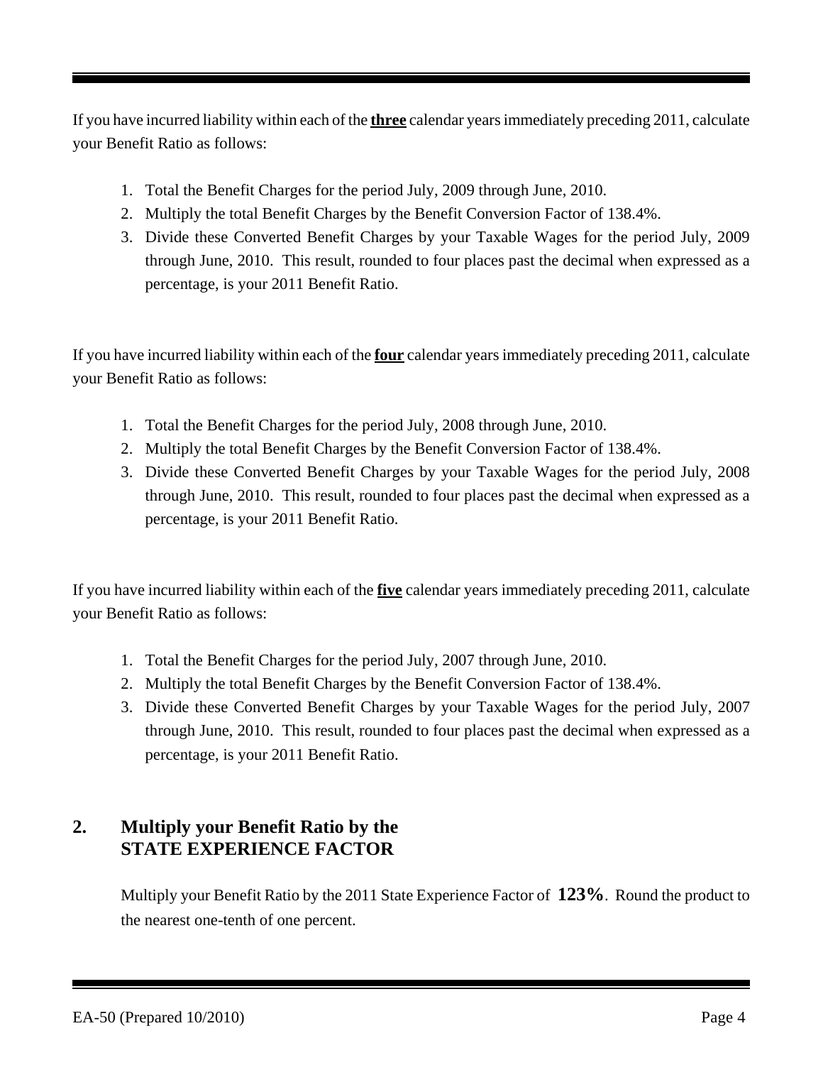If you have incurred liability within each of the **three** calendar years immediately preceding 2011, calculate your Benefit Ratio as follows:

1. Total the Benefit Charges for the period July, 2009 through June, 2010.
2. Multiply the total Benefit Charges by the Benefit Conversion Factor of 138.4%.
3. Divide these Converted Benefit Charges by your Taxable Wages for the period July, 2009 through June, 2010. This result, rounded to four places past the decimal when expressed as a percentage, is your 2011 Benefit Ratio.

If you have incurred liability within each of the **four** calendar years immediately preceding 2011, calculate your Benefit Ratio as follows:

1. Total the Benefit Charges for the period July, 2008 through June, 2010.
2. Multiply the total Benefit Charges by the Benefit Conversion Factor of 138.4%.
3. Divide these Converted Benefit Charges by your Taxable Wages for the period July, 2008 through June, 2010. This result, rounded to four places past the decimal when expressed as a percentage, is your 2011 Benefit Ratio.

If you have incurred liability within each of the **five** calendar years immediately preceding 2011, calculate your Benefit Ratio as follows:

1. Total the Benefit Charges for the period July, 2007 through June, 2010.
2. Multiply the total Benefit Charges by the Benefit Conversion Factor of 138.4%.
3. Divide these Converted Benefit Charges by your Taxable Wages for the period July, 2007 through June, 2010. This result, rounded to four places past the decimal when expressed as a percentage, is your 2011 Benefit Ratio.

## 2. Multiply your Benefit Ratio by the STATE EXPERIENCE FACTOR

Multiply your Benefit Ratio by the 2011 State Experience Factor of **123%**. Round the product to the nearest one-tenth of one percent.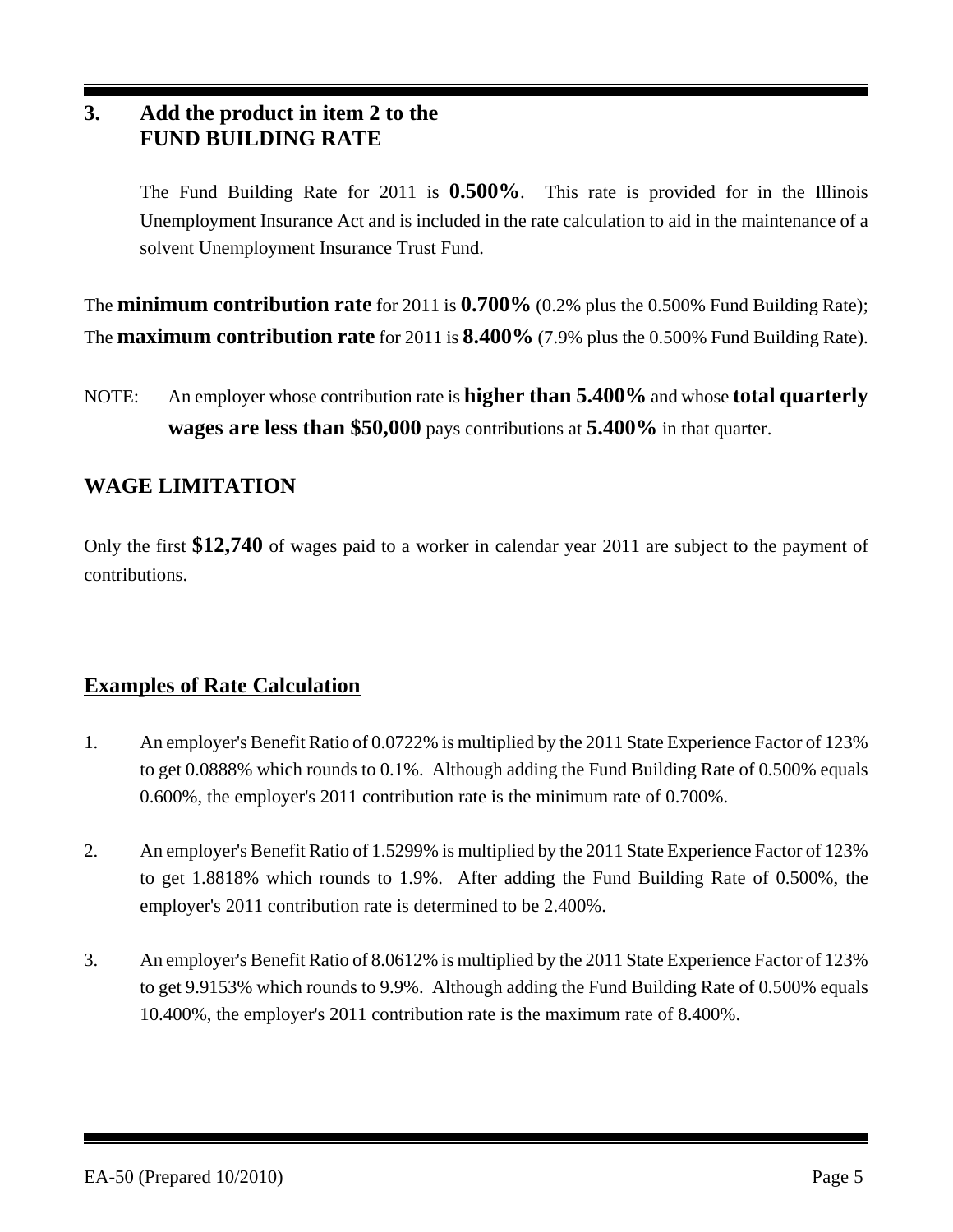## 3. Add the product in item 2 to the FUND BUILDING RATE

The Fund Building Rate for 2011 is **0.500%**. This rate is provided for in the Illinois Unemployment Insurance Act and is included in the rate calculation to aid in the maintenance of a solvent Unemployment Insurance Trust Fund.

The **minimum contribution rate** for 2011 is **0.700%** (0.2% plus the 0.500% Fund Building Rate);
The **maximum contribution rate** for 2011 is **8.400%** (7.9% plus the 0.500% Fund Building Rate).

NOTE: An employer whose contribution rate is **higher than 5.400%** and whose **total quarterly wages are less than $50,000** pays contributions at **5.400%** in that quarter.

## WAGE LIMITATION

Only the first **$12,740** of wages paid to a worker in calendar year 2011 are subject to the payment of contributions.

## Examples of Rate Calculation

1. An employer's Benefit Ratio of 0.0722% is multiplied by the 2011 State Experience Factor of 123% to get 0.0888% which rounds to 0.1%. Although adding the Fund Building Rate of 0.500% equals 0.600%, the employer's 2011 contribution rate is the minimum rate of 0.700%.

2. An employer's Benefit Ratio of 1.5299% is multiplied by the 2011 State Experience Factor of 123% to get 1.8818% which rounds to 1.9%. After adding the Fund Building Rate of 0.500%, the employer's 2011 contribution rate is determined to be 2.400%.

3. An employer's Benefit Ratio of 8.0612% is multiplied by the 2011 State Experience Factor of 123% to get 9.9153% which rounds to 9.9%. Although adding the Fund Building Rate of 0.500% equals 10.400%, the employer's 2011 contribution rate is the maximum rate of 8.400%.

EA-50 (Prepared 10/2010)